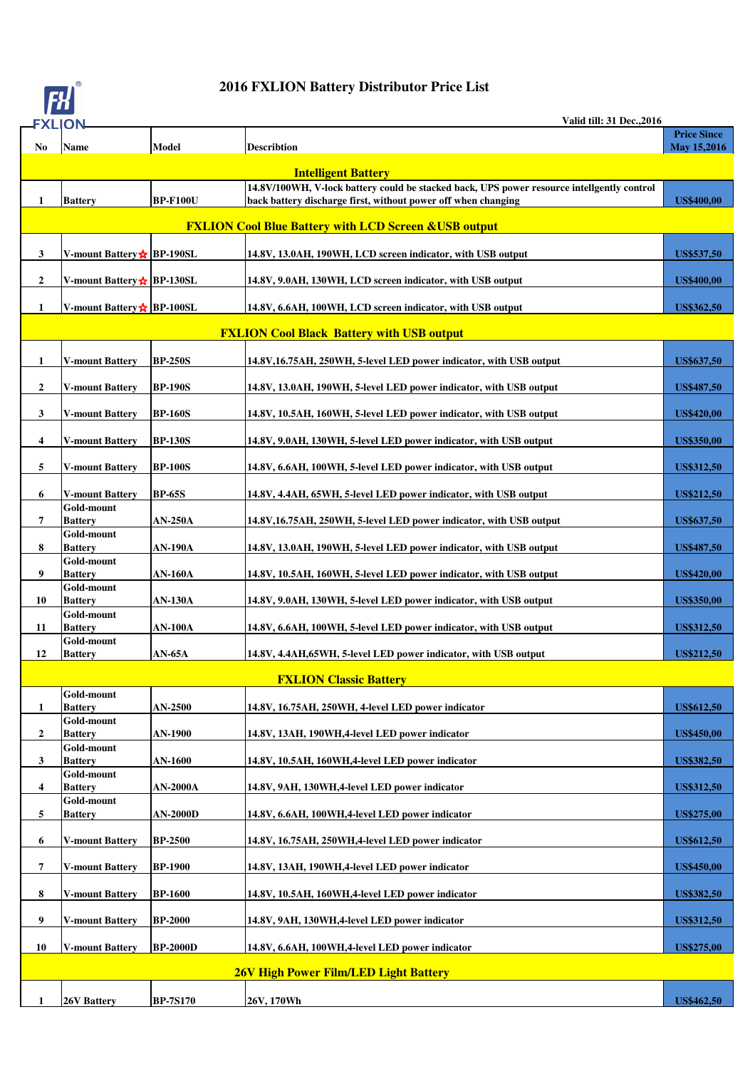# 2016 FXLION Battery Distributor Price List

Valid till: 31 Dec.,2016

| No | Name | Model | Describtion | Price Since May 15,2016 |
|---|---|---|---|---|
| | | | **Intelligent Battery** | |
| 1 | Battery | BP-F100U | 14.8V/100WH, V-lock battery could be stacked back, UPS power resource intellgently control back battery discharge first, without power off when changing | US$400,00 |
| | | | **FXLION Cool Blue Battery with LCD Screen &USB output** | |
| 3 | V-mount Battery☆ | BP-190SL | 14.8V, 13.0AH, 190WH, LCD screen indicator, with USB output | US$537,50 |
| 2 | V-mount Battery☆ | BP-130SL | 14.8V, 9.0AH, 130WH, LCD screen indicator, with USB output | US$400,00 |
| 1 | V-mount Battery☆ | BP-100SL | 14.8V, 6.6AH, 100WH, LCD screen indicator, with USB output | US$362,50 |
| | | | **FXLION Cool Black Battery with USB output** | |
| 1 | V-mount Battery | BP-250S | 14.8V,16.75AH, 250WH, 5-level LED power indicator, with USB output | US$637,50 |
| 2 | V-mount Battery | BP-190S | 14.8V, 13.0AH, 190WH, 5-level LED power indicator, with USB output | US$487,50 |
| 3 | V-mount Battery | BP-160S | 14.8V, 10.5AH, 160WH, 5-level LED power indicator, with USB output | US$420,00 |
| 4 | V-mount Battery | BP-130S | 14.8V, 9.0AH, 130WH, 5-level LED power indicator, with USB output | US$350,00 |
| 5 | V-mount Battery | BP-100S | 14.8V, 6.6AH, 100WH, 5-level LED power indicator, with USB output | US$312,50 |
| 6 | V-mount Battery | BP-65S | 14.8V, 4.4AH, 65WH, 5-level LED power indicator, with USB output | US$212,50 |
| 7 | Gold-mount Battery | AN-250A | 14.8V,16.75AH, 250WH, 5-level LED power indicator, with USB output | US$637,50 |
| 8 | Gold-mount Battery | AN-190A | 14.8V, 13.0AH, 190WH, 5-level LED power indicator, with USB output | US$487,50 |
| 9 | Gold-mount Battery | AN-160A | 14.8V, 10.5AH, 160WH, 5-level LED power indicator, with USB output | US$420,00 |
| 10 | Gold-mount Battery | AN-130A | 14.8V, 9.0AH, 130WH, 5-level LED power indicator, with USB output | US$350,00 |
| 11 | Gold-mount Battery | AN-100A | 14.8V, 6.6AH, 100WH, 5-level LED power indicator, with USB output | US$312,50 |
| 12 | Gold-mount Battery | AN-65A | 14.8V, 4.4AH,65WH, 5-level LED power indicator, with USB output | US$212,50 |
| | | | **FXLION Classic Battery** | |
| 1 | Gold-mount Battery | AN-2500 | 14.8V, 16.75AH, 250WH, 4-level LED power indicator | US$612,50 |
| 2 | Gold-mount Battery | AN-1900 | 14.8V, 13AH, 190WH,4-level LED power indicator | US$450,00 |
| 3 | Gold-mount Battery | AN-1600 | 14.8V, 10.5AH, 160WH,4-level LED power indicator | US$382,50 |
| 4 | Gold-mount Battery | AN-2000A | 14.8V, 9AH, 130WH,4-level LED power indicator | US$312,50 |
| 5 | Gold-mount Battery | AN-2000D | 14.8V, 6.6AH, 100WH,4-level LED power indicator | US$275,00 |
| 6 | V-mount Battery | BP-2500 | 14.8V, 16.75AH, 250WH,4-level LED power indicator | US$612,50 |
| 7 | V-mount Battery | BP-1900 | 14.8V, 13AH, 190WH,4-level LED power indicator | US$450,00 |
| 8 | V-mount Battery | BP-1600 | 14.8V, 10.5AH, 160WH,4-level LED power indicator | US$382,50 |
| 9 | V-mount Battery | BP-2000 | 14.8V, 9AH, 130WH,4-level LED power indicator | US$312,50 |
| 10 | V-mount Battery | BP-2000D | 14.8V, 6.6AH, 100WH,4-level LED power indicator | US$275,00 |
| | | | **26V High Power Film/LED Light Battery** | |
| 1 | 26V Battery | BP-7S170 | 26V, 170Wh | US$462,50 |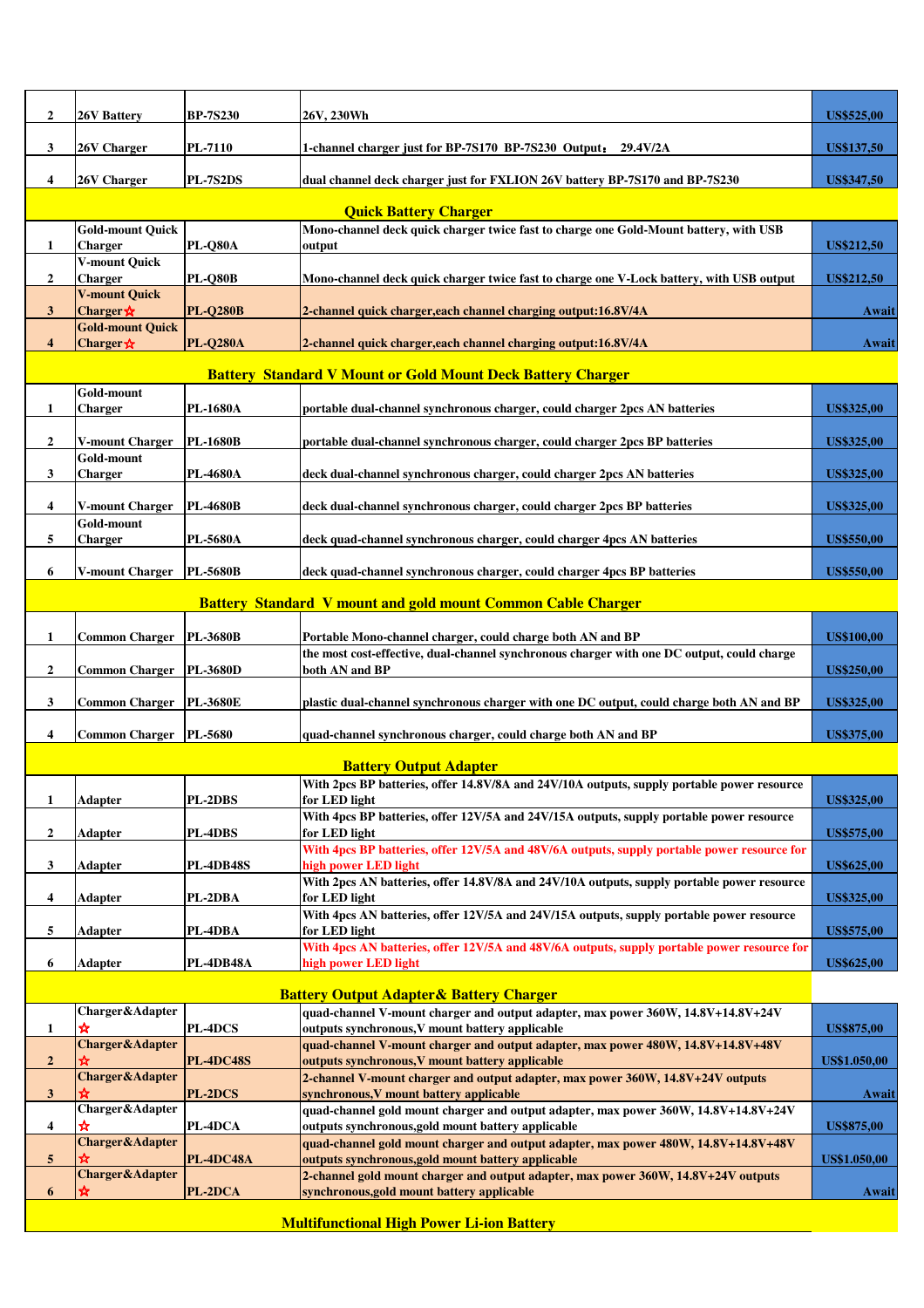| | | | | |
|---|---|---|---|---|
| 2 | 26V Battery | BP-7S230 | 26V, 230Wh | US$525,00 |
| 3 | 26V Charger | PL-7110 | 1-channel charger just for BP-7S170 BP-7S230 Output： 29.4V/2A | US$137,50 |
| 4 | 26V Charger | PL-7S2DS | dual channel deck charger just for FXLION 26V battery BP-7S170 and BP-7S230 | US$347,50 |
| | | | **Quick Battery Charger** | |
| 1 | Gold-mount Quick Charger | PL-Q80A | Mono-channel deck quick charger twice fast to charge one Gold-Mount battery, with USB output | US$212,50 |
| 2 | V-mount Quick Charger | PL-Q80B | Mono-channel deck quick charger twice fast to charge one V-Lock battery, with USB output | US$212,50 |
| 3 | V-mount Quick Charger☆ | PL-Q280B | 2-channel quick charger,each channel charging output:16.8V/4A | Await |
| 4 | Gold-mount Quick Charger☆ | PL-Q280A | 2-channel quick charger,each channel charging output:16.8V/4A | Await |
| | | | **Battery Standard V Mount or Gold Mount Deck Battery Charger** | |
| 1 | Gold-mount Charger | PL-1680A | portable dual-channel synchronous charger, could charger 2pcs AN batteries | US$325,00 |
| 2 | V-mount Charger | PL-1680B | portable dual-channel synchronous charger, could charger 2pcs BP batteries | US$325,00 |
| 3 | Gold-mount Charger | PL-4680A | deck dual-channel synchronous charger, could charger 2pcs AN batteries | US$325,00 |
| 4 | V-mount Charger | PL-4680B | deck dual-channel synchronous charger, could charger 2pcs BP batteries | US$325,00 |
| 5 | Gold-mount Charger | PL-5680A | deck quad-channel synchronous charger, could charger 4pcs AN batteries | US$550,00 |
| 6 | V-mount Charger | PL-5680B | deck quad-channel synchronous charger, could charger 4pcs BP batteries | US$550,00 |
| | | | **Battery Standard V mount and gold mount Common Cable Charger** | |
| 1 | Common Charger | PL-3680B | Portable Mono-channel charger, could charge both AN and BP | US$100,00 |
| 2 | Common Charger | PL-3680D | the most cost-effective, dual-channel synchronous charger with one DC output, could charge both AN and BP | US$250,00 |
| 3 | Common Charger | PL-3680E | plastic dual-channel synchronous charger with one DC output, could charge both AN and BP | US$325,00 |
| 4 | Common Charger | PL-5680 | quad-channel synchronous charger, could charge both AN and BP | US$375,00 |
| | | | **Battery Output Adapter** | |
| 1 | Adapter | PL-2DBS | With 2pcs BP batteries, offer 14.8V/8A and 24V/10A outputs, supply portable power resource for LED light | US$325,00 |
| 2 | Adapter | PL-4DBS | With 4pcs BP batteries, offer 12V/5A and 24V/15A outputs, supply portable power resource for LED light | US$575,00 |
| 3 | Adapter | PL-4DB48S | With 4pcs BP batteries, offer 12V/5A and 48V/6A outputs, supply portable power resource for high power LED light | US$625,00 |
| 4 | Adapter | PL-2DBA | With 2pcs AN batteries, offer 14.8V/8A and 24V/10A outputs, supply portable power resource for LED light | US$325,00 |
| 5 | Adapter | PL-4DBA | With 4pcs AN batteries, offer 12V/5A and 24V/15A outputs, supply portable power resource for LED light | US$575,00 |
| 6 | Adapter | PL-4DB48A | With 4pcs AN batteries, offer 12V/5A and 48V/6A outputs, supply portable power resource for high power LED light | US$625,00 |
| | | | **Battery Output Adapter& Battery Charger** | |
| 1 | Charger&Adapter ☆ | PL-4DCS | quad-channel V-mount charger and output adapter, max power 360W, 14.8V+14.8V+24V outputs synchronous,V mount battery applicable | US$875,00 |
| 2 | Charger&Adapter ☆ | PL-4DC48S | quad-channel V-mount charger and output adapter, max power 480W, 14.8V+14.8V+48V outputs synchronous,V mount battery applicable | US$1.050,00 |
| 3 | Charger&Adapter ☆ | PL-2DCS | 2-channel V-mount charger and output adapter, max power 360W, 14.8V+24V outputs synchronous,V mount battery applicable | Await |
| 4 | Charger&Adapter ☆ | PL-4DCA | quad-channel gold mount charger and output adapter, max power 360W, 14.8V+14.8V+24V outputs synchronous,gold mount battery applicable | US$875,00 |
| 5 | Charger&Adapter ☆ | PL-4DC48A | quad-channel gold mount charger and output adapter, max power 480W, 14.8V+14.8V+48V outputs synchronous,gold mount battery applicable | US$1.050,00 |
| 6 | Charger&Adapter ☆ | PL-2DCA | 2-channel gold mount charger and output adapter, max power 360W, 14.8V+24V outputs synchronous,gold mount battery applicable | Await |
| | | | **Multifunctional High Power Li-ion Battery** | |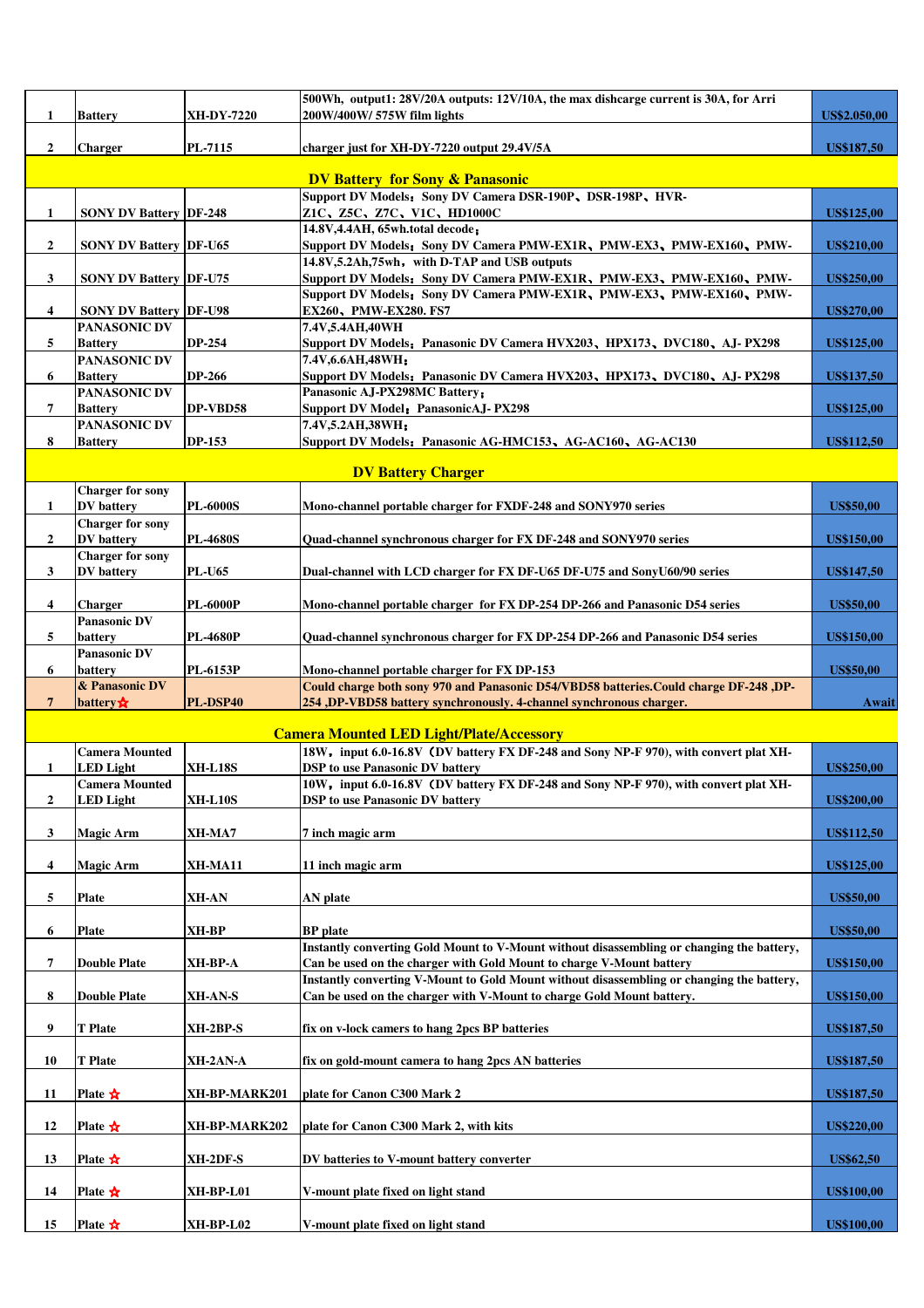| | | | | |
|---|---|---|---|---|
| 1 | Battery | XH-DY-7220 | 500Wh, output1: 28V/20A outputs: 12V/10A, the max dishcarge current is 30A, for Arri 200W/400W/ 575W film lights | US$2.050,00 |
| 2 | Charger | PL-7115 | charger just for XH-DY-7220 output 29.4V/5A | US$187,50 |
| **DV Battery for Sony & Panasonic** | | | | |
| 1 | SONY DV Battery | DF-248 | Support DV Models：Sony DV Camera DSR-190P、DSR-198P、HVR-Z1C、Z5C、Z7C、V1C、HD1000C | US$125,00 |
| 2 | SONY DV Battery | DF-U65 | 14.8V,4.4AH, 65wh.total decode；<br>Support DV Models：Sony DV Camera PMW-EX1R、PMW-EX3、PMW-EX160、PMW- | US$210,00 |
| 3 | SONY DV Battery | DF-U75 | 14.8V,5.2Ah,75wh，with D-TAP and USB outputs<br>Support DV Models：Sony DV Camera PMW-EX1R、PMW-EX3、PMW-EX160、PMW- | US$250,00 |
| 4 | SONY DV Battery | DF-U98 | Support DV Models：Sony DV Camera PMW-EX1R、PMW-EX3、PMW-EX160、PMW-EX260、PMW-EX280. FS7 | US$270,00 |
| 5 | PANASONIC DV Battery | DP-254 | 7.4V,5.4AH,40WH<br>Support DV Models：Panasonic DV Camera HVX203、HPX173、DVC180、AJ- PX298 | US$125,00 |
| 6 | PANASONIC DV Battery | DP-266 | 7.4V,6.6AH,48WH；<br>Support DV Models：Panasonic DV Camera HVX203、HPX173、DVC180、AJ- PX298 | US$137,50 |
| 7 | PANASONIC DV Battery | DP-VBD58 | Panasonic AJ-PX298MC Battery；<br>Support DV Model：PanasonicAJ- PX298 | US$125,00 |
| 8 | PANASONIC DV Battery | DP-153 | 7.4V,5.2AH,38WH；<br>Support DV Models：Panasonic AG-HMC153、AG-AC160、AG-AC130 | US$112,50 |
| **DV Battery Charger** | | | | |
| 1 | Charger for sony DV battery | PL-6000S | Mono-channel portable charger for FXDF-248 and SONY970 series | US$50,00 |
| 2 | Charger for sony DV battery | PL-4680S | Quad-channel synchronous charger for FX DF-248 and SONY970 series | US$150,00 |
| 3 | Charger for sony DV battery | PL-U65 | Dual-channel with LCD charger for FX DF-U65 DF-U75 and SonyU60/90 series | US$147,50 |
| 4 | Charger | PL-6000P | Mono-channel portable charger for FX DP-254 DP-266 and Panasonic D54 series | US$50,00 |
| 5 | Panasonic DV battery | PL-4680P | Quad-channel synchronous charger for FX DP-254 DP-266 and Panasonic D54 series | US$150,00 |
| 6 | Panasonic DV battery | PL-6153P | Mono-channel portable charger for FX DP-153 | US$50,00 |
| 7 | & Panasonic DV battery☆ | PL-DSP40 | Could charge both sony 970 and Panasonic D54/VBD58 batteries.Could charge DF-248 ,DP-254 ,DP-VBD58 battery synchronously. 4-channel synchronous charger. | Await |
| **Camera Mounted LED Light/Plate/Accessory** | | | | |
| 1 | Camera Mounted LED Light | XH-L18S | 18W，input 6.0-16.8V（DV battery FX DF-248 and Sony NP-F 970), with convert plat XH-DSP to use Panasonic DV battery | US$250,00 |
| 2 | Camera Mounted LED Light | XH-L10S | 10W，input 6.0-16.8V（DV battery FX DF-248 and Sony NP-F 970), with convert plat XH-DSP to use Panasonic DV battery | US$200,00 |
| 3 | Magic Arm | XH-MA7 | 7 inch magic arm | US$112,50 |
| 4 | Magic Arm | XH-MA11 | 11 inch magic arm | US$125,00 |
| 5 | Plate | XH-AN | AN plate | US$50,00 |
| 6 | Plate | XH-BP | BP plate | US$50,00 |
| 7 | Double Plate | XH-BP-A | Instantly converting Gold Mount to V-Mount without disassembling or changing the battery, Can be used on the charger with Gold Mount to charge V-Mount battery | US$150,00 |
| 8 | Double Plate | XH-AN-S | Instantly converting V-Mount to Gold Mount without disassembling or changing the battery, Can be used on the charger with V-Mount to charge Gold Mount battery. | US$150,00 |
| 9 | T Plate | XH-2BP-S | fix on v-lock camers to hang 2pcs BP batteries | US$187,50 |
| 10 | T Plate | XH-2AN-A | fix on gold-mount camera to hang 2pcs AN batteries | US$187,50 |
| 11 | Plate ☆ | XH-BP-MARK201 | plate for Canon C300 Mark 2 | US$187,50 |
| 12 | Plate ☆ | XH-BP-MARK202 | plate for Canon C300 Mark 2, with kits | US$220,00 |
| 13 | Plate ☆ | XH-2DF-S | DV batteries to V-mount battery converter | US$62,50 |
| 14 | Plate ☆ | XH-BP-L01 | V-mount plate fixed on light stand | US$100,00 |
| 15 | Plate ☆ | XH-BP-L02 | V-mount plate fixed on light stand | US$100,00 |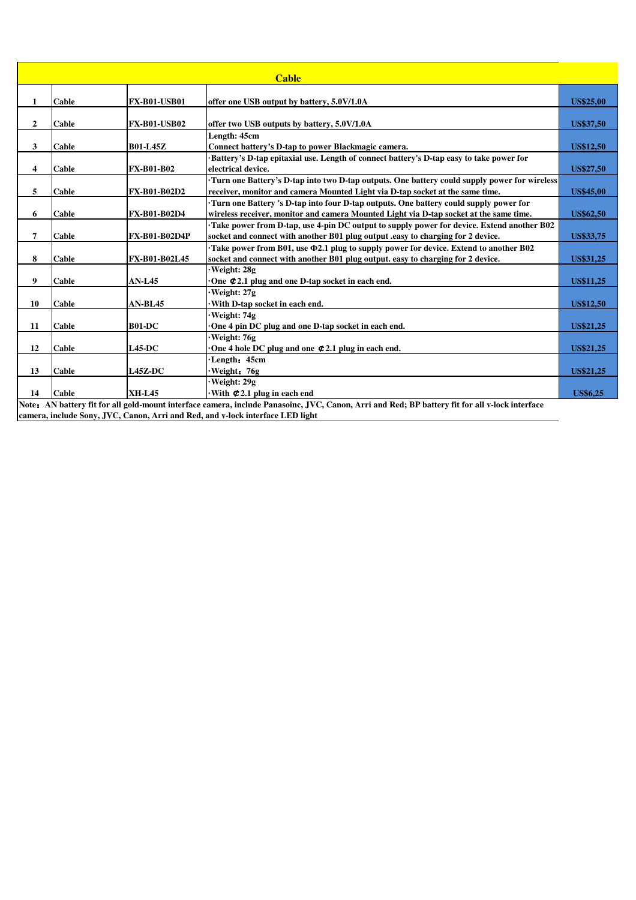| | | | | |
|---|---|---|---|---|
| **Cable** | | | | |
| **1** | **Cable** | **FX-B01-USB01** | **offer one USB output by battery, 5.0V/1.0A** | **US$25,00** |
| **2** | **Cable** | **FX-B01-USB02** | **offer two USB outputs by battery, 5.0V/1.0A** | **US$37,50** |
| **3** | **Cable** | **B01-L45Z** | **Length: 45cm**<br>**Connect battery's D-tap to power Blackmagic camera.** | **US$12,50** |
| **4** | **Cable** | **FX-B01-B02** | **·Battery's D-tap epitaxial use. Length of connect battery's D-tap easy to take power for electrical device.** | **US$27,50** |
| **5** | **Cable** | **FX-B01-B02D2** | **·Turn one Battery's D-tap into two D-tap outputs. One battery could supply power for wireless receiver, monitor and camera Mounted Light via D-tap socket at the same time.** | **US$45,00** |
| **6** | **Cable** | **FX-B01-B02D4** | **·Turn one Battery 's D-tap into four D-tap outputs. One battery could supply power for wireless receiver, monitor and camera Mounted Light via D-tap socket at the same time.** | **US$62,50** |
| **7** | **Cable** | **FX-B01-B02D4P** | **·Take power from D-tap, use 4-pin DC output to supply power for device. Extend another B02 socket and connect with another B01 plug output .easy to charging for 2 device.** | **US$33,75** |
| **8** | **Cable** | **FX-B01-B02L45** | **·Take power from B01, use Φ2.1 plug to supply power for device. Extend to another B02 socket and connect with another B01 plug output. easy to charging for 2 device.** | **US$31,25** |
| **9** | **Cable** | **AN-L45** | **·Weight: 28g**<br>**·One ¢2.1 plug and one D-tap socket in each end.** | **US$11,25** |
| **10** | **Cable** | **AN-BL45** | **·Weight: 27g**<br>**·With D-tap socket in each end.** | **US$12,50** |
| **11** | **Cable** | **B01-DC** | **·Weight: 74g**<br>**·One 4 pin DC plug and one D-tap socket in each end.** | **US$21,25** |
| **12** | **Cable** | **L45-DC** | **·Weight: 76g**<br>**·One 4 hole DC plug and one ¢2.1 plug in each end.** | **US$21,25** |
| **13** | **Cable** | **L45Z-DC** | **·Length：45cm**<br>**·Weight：76g** | **US$21,25** |
| **14** | **Cable** | **XH-L45** | **·Weight: 29g**<br>**·With ¢2.1 plug in each end** | **US$6,25** |

**Note：AN battery fit for all gold-mount interface camera, include Panasoinc, JVC, Canon, Arri and Red; BP battery fit for all v-lock interface camera, include Sony, JVC, Canon, Arri and Red, and v-lock interface LED light**